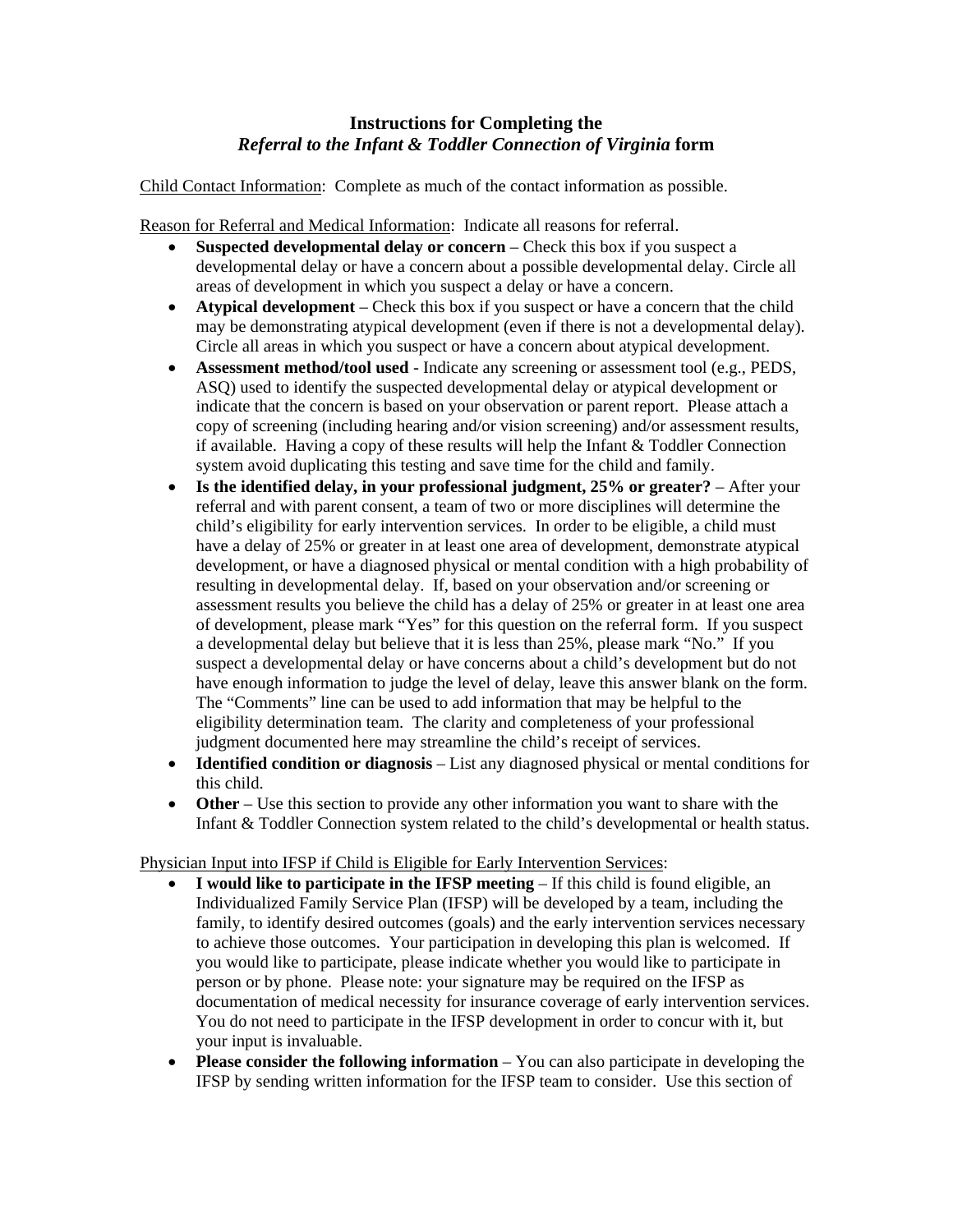# Instructions for Completing the *Referral to the Infant & Toddler Connection of Virginia* form

Child Contact Information: Complete as much of the contact information as possible.

Reason for Referral and Medical Information: Indicate all reasons for referral.

- **Suspected developmental delay or concern** – Check this box if you suspect a developmental delay or have a concern about a possible developmental delay. Circle all areas of development in which you suspect a delay or have a concern.
- **Atypical development** – Check this box if you suspect or have a concern that the child may be demonstrating atypical development (even if there is not a developmental delay). Circle all areas in which you suspect or have a concern about atypical development.
- **Assessment method/tool used** - Indicate any screening or assessment tool (e.g., PEDS, ASQ) used to identify the suspected developmental delay or atypical development or indicate that the concern is based on your observation or parent report. Please attach a copy of screening (including hearing and/or vision screening) and/or assessment results, if available. Having a copy of these results will help the Infant & Toddler Connection system avoid duplicating this testing and save time for the child and family.
- **Is the identified delay, in your professional judgment, 25% or greater?** – After your referral and with parent consent, a team of two or more disciplines will determine the child's eligibility for early intervention services. In order to be eligible, a child must have a delay of 25% or greater in at least one area of development, demonstrate atypical development, or have a diagnosed physical or mental condition with a high probability of resulting in developmental delay. If, based on your observation and/or screening or assessment results you believe the child has a delay of 25% or greater in at least one area of development, please mark "Yes" for this question on the referral form. If you suspect a developmental delay but believe that it is less than 25%, please mark "No." If you suspect a developmental delay or have concerns about a child's development but do not have enough information to judge the level of delay, leave this answer blank on the form. The "Comments" line can be used to add information that may be helpful to the eligibility determination team. The clarity and completeness of your professional judgment documented here may streamline the child's receipt of services.
- **Identified condition or diagnosis** – List any diagnosed physical or mental conditions for this child.
- **Other** – Use this section to provide any other information you want to share with the Infant & Toddler Connection system related to the child's developmental or health status.

Physician Input into IFSP if Child is Eligible for Early Intervention Services:

- **I would like to participate in the IFSP meeting** – If this child is found eligible, an Individualized Family Service Plan (IFSP) will be developed by a team, including the family, to identify desired outcomes (goals) and the early intervention services necessary to achieve those outcomes. Your participation in developing this plan is welcomed. If you would like to participate, please indicate whether you would like to participate in person or by phone. Please note: your signature may be required on the IFSP as documentation of medical necessity for insurance coverage of early intervention services. You do not need to participate in the IFSP development in order to concur with it, but your input is invaluable.
- **Please consider the following information** – You can also participate in developing the IFSP by sending written information for the IFSP team to consider. Use this section of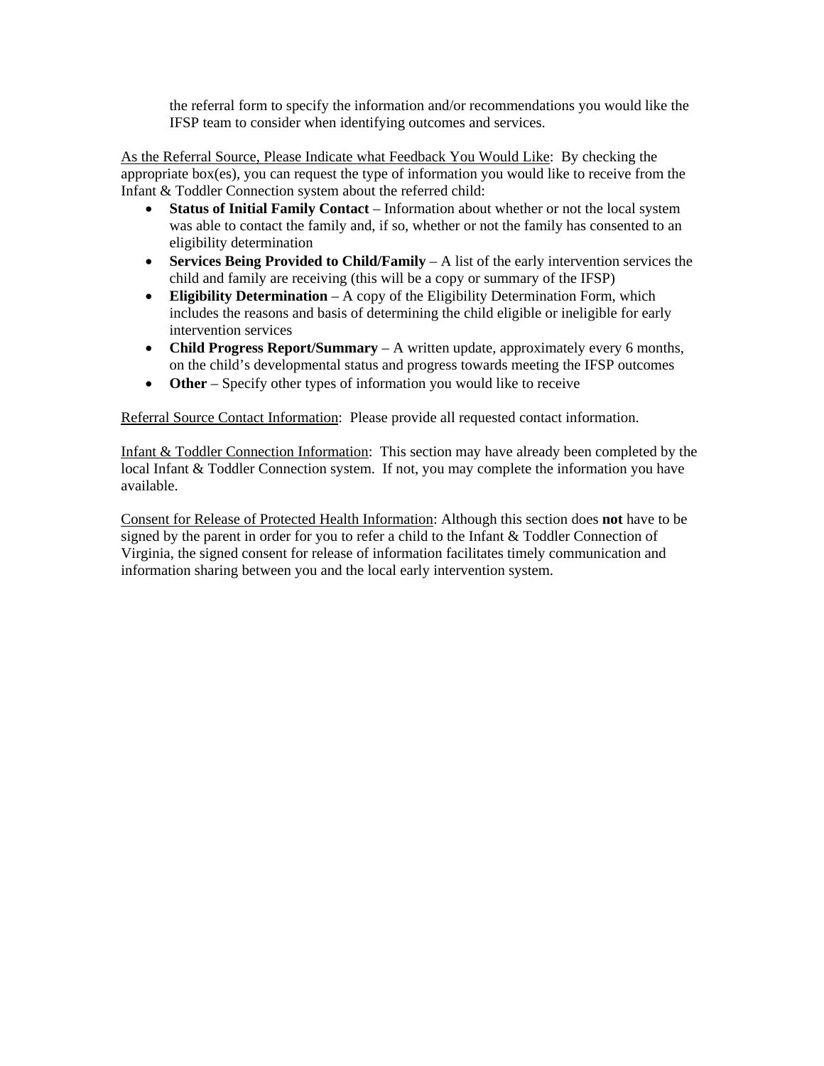the referral form to specify the information and/or recommendations you would like the IFSP team to consider when identifying outcomes and services.

<u>As the Referral Source, Please Indicate what Feedback You Would Like</u>: By checking the appropriate box(es), you can request the type of information you would like to receive from the Infant & Toddler Connection system about the referred child:

- **Status of Initial Family Contact** – Information about whether or not the local system was able to contact the family and, if so, whether or not the family has consented to an eligibility determination
- **Services Being Provided to Child/Family** – A list of the early intervention services the child and family are receiving (this will be a copy or summary of the IFSP)
- **Eligibility Determination** – A copy of the Eligibility Determination Form, which includes the reasons and basis of determining the child eligible or ineligible for early intervention services
- **Child Progress Report/Summary** – A written update, approximately every 6 months, on the child's developmental status and progress towards meeting the IFSP outcomes
- **Other** – Specify other types of information you would like to receive

<u>Referral Source Contact Information</u>: Please provide all requested contact information.

<u>Infant & Toddler Connection Information</u>: This section may have already been completed by the local Infant & Toddler Connection system. If not, you may complete the information you have available.

<u>Consent for Release of Protected Health Information</u>: Although this section does **not** have to be signed by the parent in order for you to refer a child to the Infant & Toddler Connection of Virginia, the signed consent for release of information facilitates timely communication and information sharing between you and the local early intervention system.